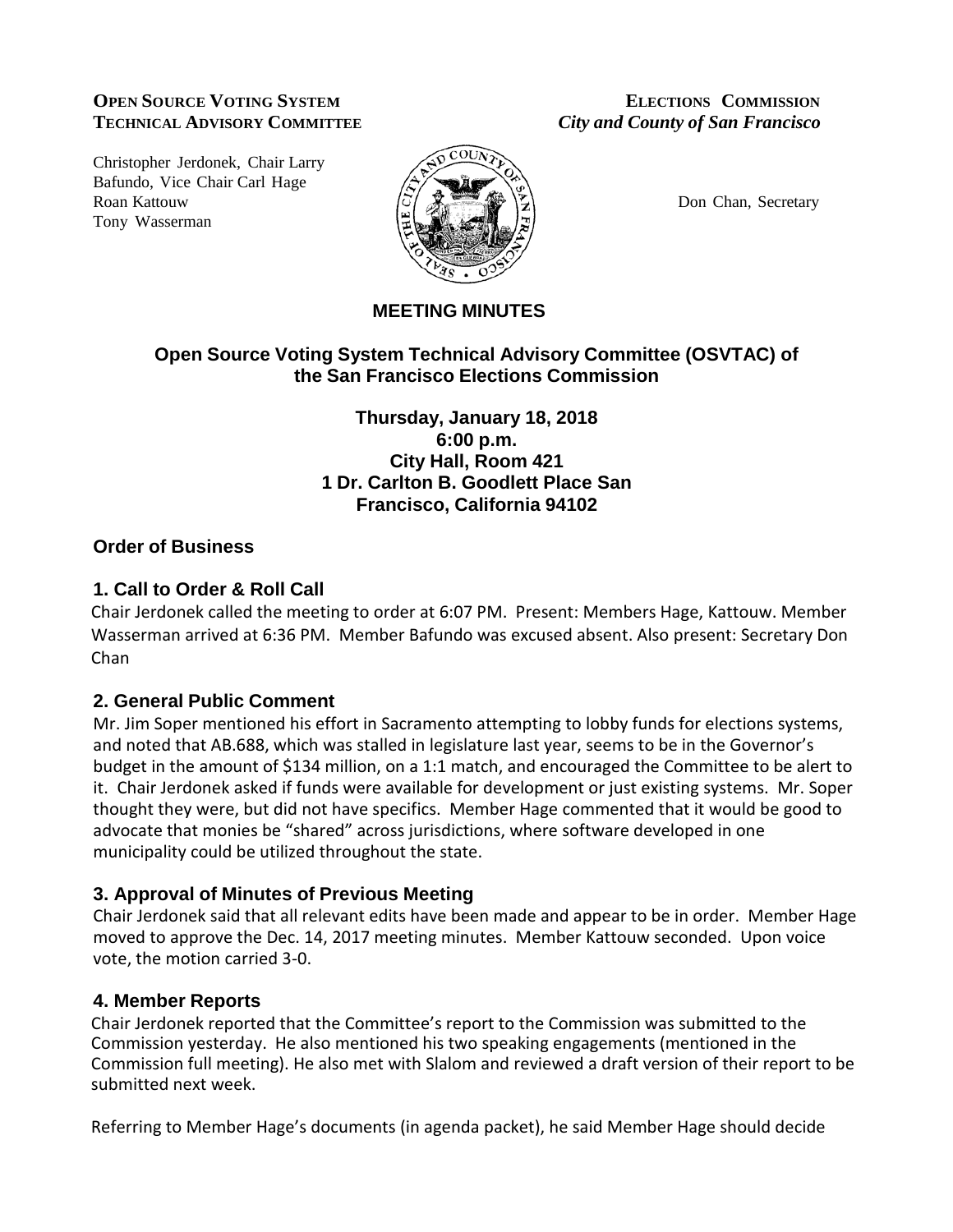**OPEN SOURCE VOTING SYSTEM TECHNICAL ADVISORY COMMITTEE**

**ELECTIONS COMMISSION**
***City and County of San Francisco***

Christopher Jerdonek, Chair
Larry Bafundo, Vice Chair
Carl Hage
Roan Kattouw
Tony Wasserman

Don Chan, Secretary

## MEETING MINUTES

### Open Source Voting System Technical Advisory Committee (OSVTAC) of the San Francisco Elections Commission

**Thursday, January 18, 2018**
**6:00 p.m.**
**City Hall, Room 421**
**1 Dr. Carlton B. Goodlett Place San Francisco, California 94102**

### Order of Business

#### 1. Call to Order & Roll Call

Chair Jerdonek called the meeting to order at 6:07 PM. Present: Members Hage, Kattouw. Member Wasserman arrived at 6:36 PM. Member Bafundo was excused absent. Also present: Secretary Don Chan

#### 2. General Public Comment

Mr. Jim Soper mentioned his effort in Sacramento attempting to lobby funds for elections systems, and noted that AB.688, which was stalled in legislature last year, seems to be in the Governor's budget in the amount of $134 million, on a 1:1 match, and encouraged the Committee to be alert to it. Chair Jerdonek asked if funds were available for development or just existing systems. Mr. Soper thought they were, but did not have specifics. Member Hage commented that it would be good to advocate that monies be "shared" across jurisdictions, where software developed in one municipality could be utilized throughout the state.

#### 3. Approval of Minutes of Previous Meeting

Chair Jerdonek said that all relevant edits have been made and appear to be in order. Member Hage moved to approve the Dec. 14, 2017 meeting minutes. Member Kattouw seconded. Upon voice vote, the motion carried 3-0.

#### 4. Member Reports

Chair Jerdonek reported that the Committee's report to the Commission was submitted to the Commission yesterday. He also mentioned his two speaking engagements (mentioned in the Commission full meeting). He also met with Slalom and reviewed a draft version of their report to be submitted next week.

Referring to Member Hage's documents (in agenda packet), he said Member Hage should decide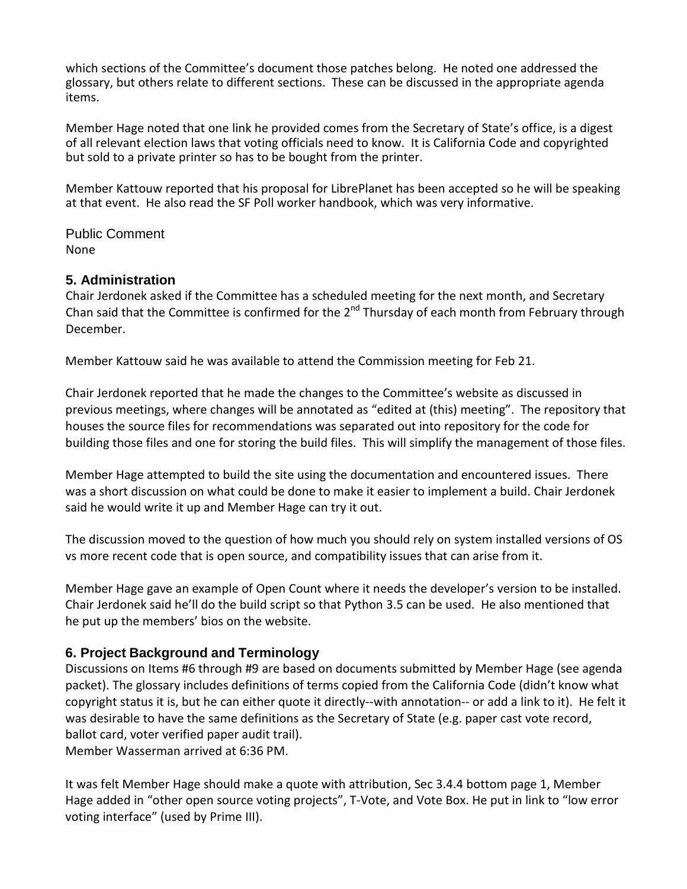which sections of the Committee's document those patches belong. He noted one addressed the glossary, but others relate to different sections. These can be discussed in the appropriate agenda items.

Member Hage noted that one link he provided comes from the Secretary of State's office, is a digest of all relevant election laws that voting officials need to know. It is California Code and copyrighted but sold to a private printer so has to be bought from the printer.

Member Kattouw reported that his proposal for LibrePlanet has been accepted so he will be speaking at that event. He also read the SF Poll worker handbook, which was very informative.

Public Comment
None

## 5. Administration

Chair Jerdonek asked if the Committee has a scheduled meeting for the next month, and Secretary Chan said that the Committee is confirmed for the 2nd Thursday of each month from February through December.

Member Kattouw said he was available to attend the Commission meeting for Feb 21.

Chair Jerdonek reported that he made the changes to the Committee's website as discussed in previous meetings, where changes will be annotated as "edited at (this) meeting". The repository that houses the source files for recommendations was separated out into repository for the code for building those files and one for storing the build files. This will simplify the management of those files.

Member Hage attempted to build the site using the documentation and encountered issues. There was a short discussion on what could be done to make it easier to implement a build. Chair Jerdonek said he would write it up and Member Hage can try it out.

The discussion moved to the question of how much you should rely on system installed versions of OS vs more recent code that is open source, and compatibility issues that can arise from it.

Member Hage gave an example of Open Count where it needs the developer's version to be installed. Chair Jerdonek said he'll do the build script so that Python 3.5 can be used. He also mentioned that he put up the members' bios on the website.

## 6. Project Background and Terminology

Discussions on Items #6 through #9 are based on documents submitted by Member Hage (see agenda packet). The glossary includes definitions of terms copied from the California Code (didn't know what copyright status it is, but he can either quote it directly--with annotation-- or add a link to it). He felt it was desirable to have the same definitions as the Secretary of State (e.g. paper cast vote record, ballot card, voter verified paper audit trail).
Member Wasserman arrived at 6:36 PM.

It was felt Member Hage should make a quote with attribution, Sec 3.4.4 bottom page 1, Member Hage added in "other open source voting projects", T-Vote, and Vote Box. He put in link to "low error voting interface" (used by Prime III).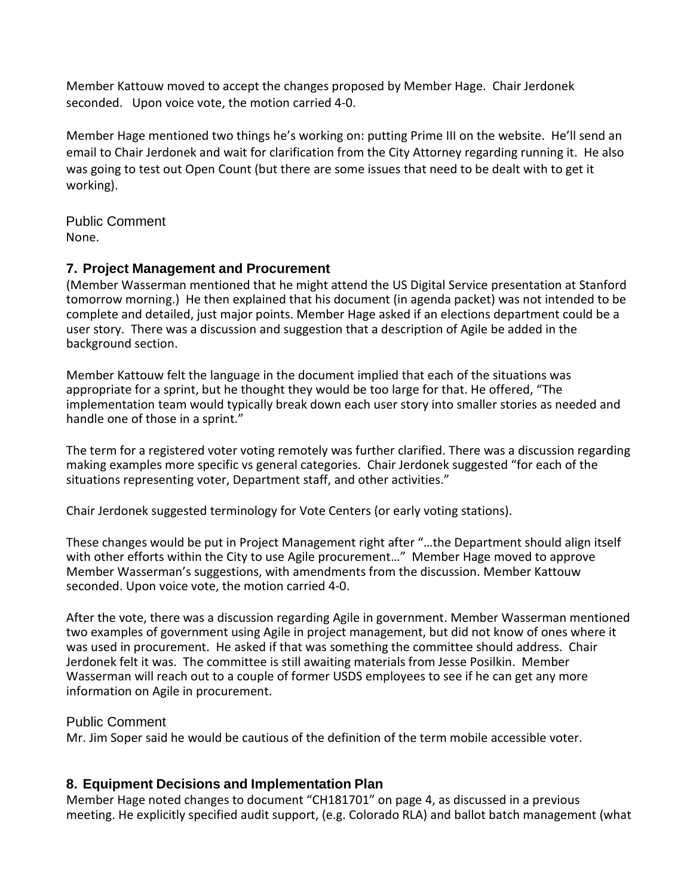Member Kattouw moved to accept the changes proposed by Member Hage. Chair Jerdonek seconded. Upon voice vote, the motion carried 4-0.

Member Hage mentioned two things he's working on: putting Prime III on the website. He'll send an email to Chair Jerdonek and wait for clarification from the City Attorney regarding running it. He also was going to test out Open Count (but there are some issues that need to be dealt with to get it working).

Public Comment
None.

### 7. Project Management and Procurement

(Member Wasserman mentioned that he might attend the US Digital Service presentation at Stanford tomorrow morning.) He then explained that his document (in agenda packet) was not intended to be complete and detailed, just major points. Member Hage asked if an elections department could be a user story. There was a discussion and suggestion that a description of Agile be added in the background section.

Member Kattouw felt the language in the document implied that each of the situations was appropriate for a sprint, but he thought they would be too large for that. He offered, "The implementation team would typically break down each user story into smaller stories as needed and handle one of those in a sprint."

The term for a registered voter voting remotely was further clarified. There was a discussion regarding making examples more specific vs general categories. Chair Jerdonek suggested "for each of the situations representing voter, Department staff, and other activities."

Chair Jerdonek suggested terminology for Vote Centers (or early voting stations).

These changes would be put in Project Management right after "…the Department should align itself with other efforts within the City to use Agile procurement…" Member Hage moved to approve Member Wasserman's suggestions, with amendments from the discussion. Member Kattouw seconded. Upon voice vote, the motion carried 4-0.

After the vote, there was a discussion regarding Agile in government. Member Wasserman mentioned two examples of government using Agile in project management, but did not know of ones where it was used in procurement. He asked if that was something the committee should address. Chair Jerdonek felt it was. The committee is still awaiting materials from Jesse Posilkin. Member Wasserman will reach out to a couple of former USDS employees to see if he can get any more information on Agile in procurement.

Public Comment
Mr. Jim Soper said he would be cautious of the definition of the term mobile accessible voter.

### 8. Equipment Decisions and Implementation Plan

Member Hage noted changes to document "CH181701" on page 4, as discussed in a previous meeting. He explicitly specified audit support, (e.g. Colorado RLA) and ballot batch management (what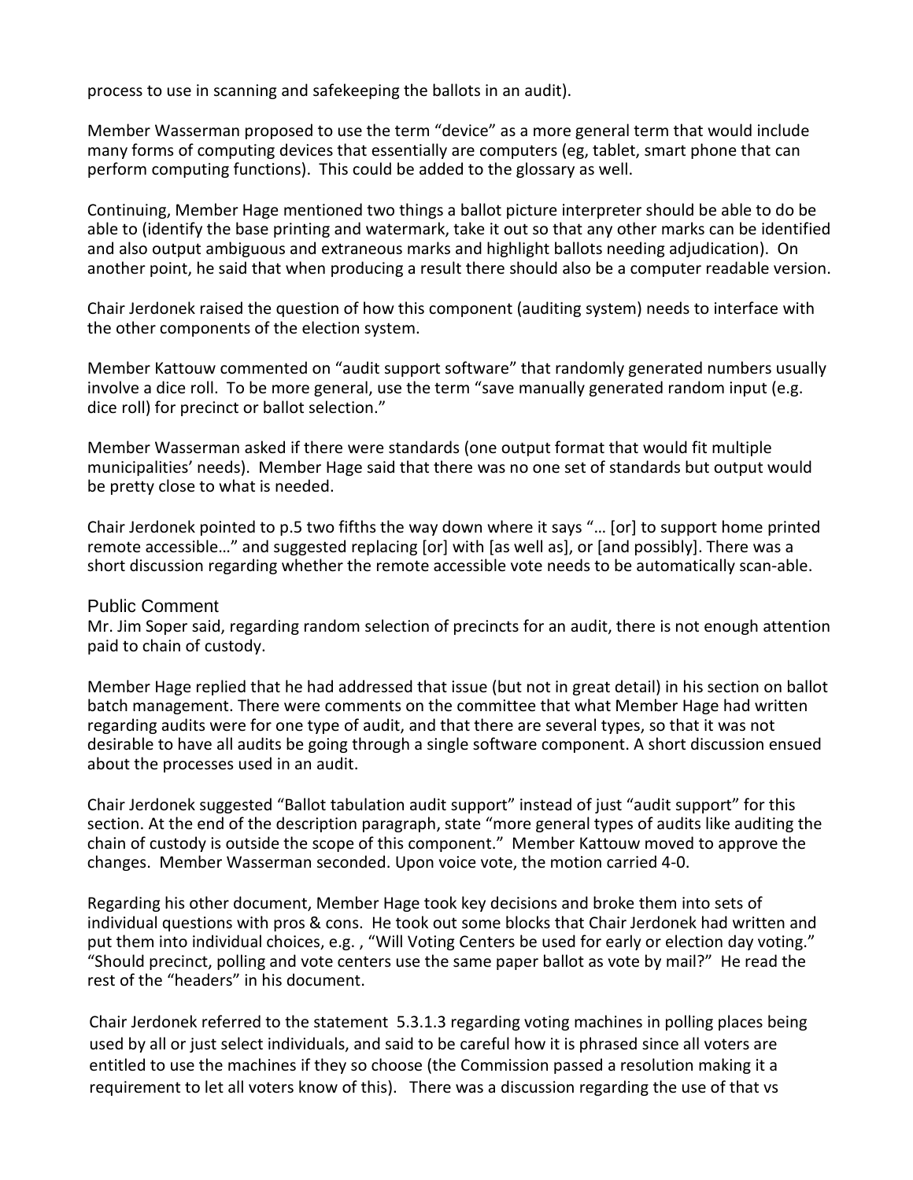process to use in scanning and safekeeping the ballots in an audit).

Member Wasserman proposed to use the term "device" as a more general term that would include many forms of computing devices that essentially are computers (eg, tablet, smart phone that can perform computing functions). This could be added to the glossary as well.

Continuing, Member Hage mentioned two things a ballot picture interpreter should be able to do be able to (identify the base printing and watermark, take it out so that any other marks can be identified and also output ambiguous and extraneous marks and highlight ballots needing adjudication). On another point, he said that when producing a result there should also be a computer readable version.

Chair Jerdonek raised the question of how this component (auditing system) needs to interface with the other components of the election system.

Member Kattouw commented on "audit support software" that randomly generated numbers usually involve a dice roll. To be more general, use the term "save manually generated random input (e.g. dice roll) for precinct or ballot selection."

Member Wasserman asked if there were standards (one output format that would fit multiple municipalities' needs). Member Hage said that there was no one set of standards but output would be pretty close to what is needed.

Chair Jerdonek pointed to p.5 two fifths the way down where it says "… [or] to support home printed remote accessible…" and suggested replacing [or] with [as well as], or [and possibly]. There was a short discussion regarding whether the remote accessible vote needs to be automatically scan-able.

## Public Comment

Mr. Jim Soper said, regarding random selection of precincts for an audit, there is not enough attention paid to chain of custody.

Member Hage replied that he had addressed that issue (but not in great detail) in his section on ballot batch management. There were comments on the committee that what Member Hage had written regarding audits were for one type of audit, and that there are several types, so that it was not desirable to have all audits be going through a single software component. A short discussion ensued about the processes used in an audit.

Chair Jerdonek suggested "Ballot tabulation audit support" instead of just "audit support" for this section. At the end of the description paragraph, state "more general types of audits like auditing the chain of custody is outside the scope of this component." Member Kattouw moved to approve the changes. Member Wasserman seconded. Upon voice vote, the motion carried 4-0.

Regarding his other document, Member Hage took key decisions and broke them into sets of individual questions with pros & cons. He took out some blocks that Chair Jerdonek had written and put them into individual choices, e.g. , "Will Voting Centers be used for early or election day voting." "Should precinct, polling and vote centers use the same paper ballot as vote by mail?" He read the rest of the "headers" in his document.

Chair Jerdonek referred to the statement 5.3.1.3 regarding voting machines in polling places being used by all or just select individuals, and said to be careful how it is phrased since all voters are entitled to use the machines if they so choose (the Commission passed a resolution making it a requirement to let all voters know of this). There was a discussion regarding the use of that vs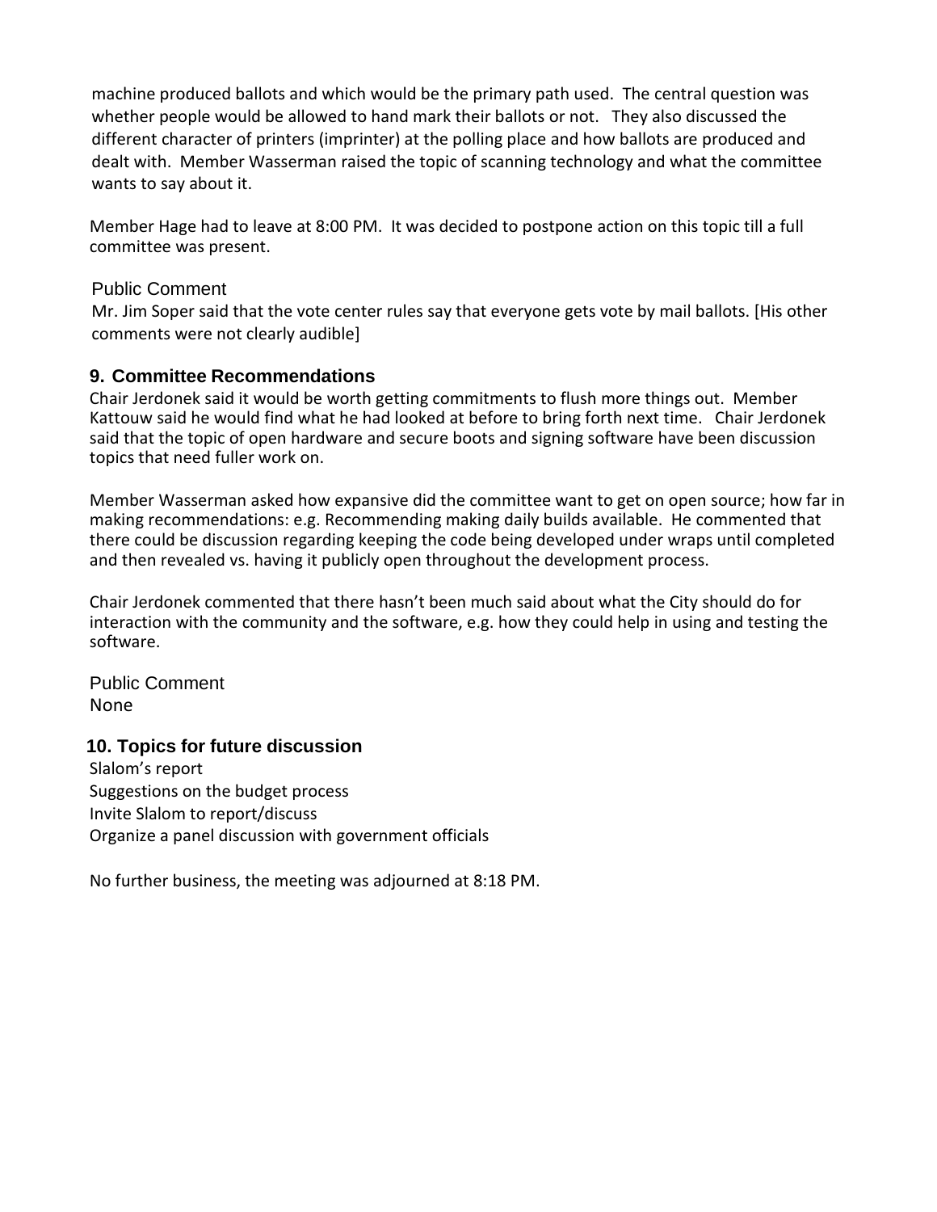machine produced ballots and which would be the primary path used. The central question was whether people would be allowed to hand mark their ballots or not. They also discussed the different character of printers (imprinter) at the polling place and how ballots are produced and dealt with. Member Wasserman raised the topic of scanning technology and what the committee wants to say about it.

Member Hage had to leave at 8:00 PM. It was decided to postpone action on this topic till a full committee was present.

Public Comment

Mr. Jim Soper said that the vote center rules say that everyone gets vote by mail ballots. [His other comments were not clearly audible]

## 9. Committee Recommendations

Chair Jerdonek said it would be worth getting commitments to flush more things out. Member Kattouw said he would find what he had looked at before to bring forth next time. Chair Jerdonek said that the topic of open hardware and secure boots and signing software have been discussion topics that need fuller work on.

Member Wasserman asked how expansive did the committee want to get on open source; how far in making recommendations: e.g. Recommending making daily builds available. He commented that there could be discussion regarding keeping the code being developed under wraps until completed and then revealed vs. having it publicly open throughout the development process.

Chair Jerdonek commented that there hasn't been much said about what the City should do for interaction with the community and the software, e.g. how they could help in using and testing the software.

Public Comment

None

## 10. Topics for future discussion

Slalom's report
Suggestions on the budget process
Invite Slalom to report/discuss
Organize a panel discussion with government officials

No further business, the meeting was adjourned at 8:18 PM.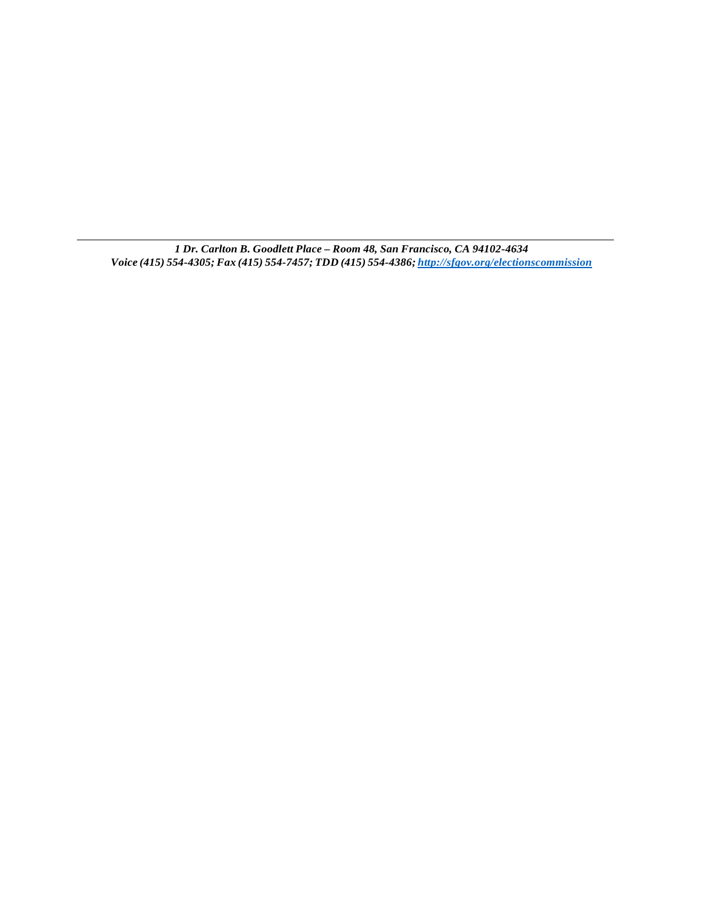***1 Dr. Carlton B. Goodlett Place – Room 48, San Francisco, CA 94102-4634***

***Voice (415) 554-4305; Fax (415) 554-7457; TDD (415) 554-4386; [http://sfgov.org/electionscommission](http://sfgov.org/electionscommission)***